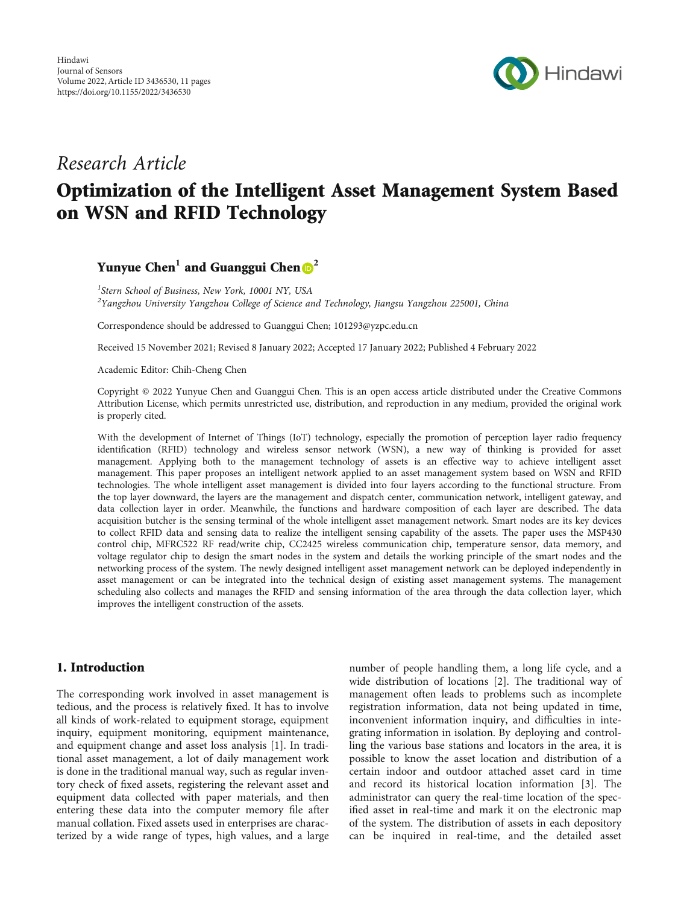Hindawi
Journal of Sensors
Volume 2022, Article ID 3436530, 11 pages
https://doi.org/10.1155/2022/3436530

*Research Article*

# Optimization of the Intelligent Asset Management System Based on WSN and RFID Technology

**Yunyue Chen[1] and Guanggui Chen[2]**

[1]*Stern School of Business, New York, 10001 NY, USA*
[2]*Yangzhou University Yangzhou College of Science and Technology, Jiangsu Yangzhou 225001, China*

Correspondence should be addressed to Guanggui Chen; 101293@yzpc.edu.cn

Received 15 November 2021; Revised 8 January 2022; Accepted 17 January 2022; Published 4 February 2022

Academic Editor: Chih-Cheng Chen

Copyright © 2022 Yunyue Chen and Guanggui Chen. This is an open access article distributed under the Creative Commons Attribution License, which permits unrestricted use, distribution, and reproduction in any medium, provided the original work is properly cited.

With the development of Internet of Things (IoT) technology, especially the promotion of perception layer radio frequency identification (RFID) technology and wireless sensor network (WSN), a new way of thinking is provided for asset management. Applying both to the management technology of assets is an effective way to achieve intelligent asset management. This paper proposes an intelligent network applied to an asset management system based on WSN and RFID technologies. The whole intelligent asset management is divided into four layers according to the functional structure. From the top layer downward, the layers are the management and dispatch center, communication network, intelligent gateway, and data collection layer in order. Meanwhile, the functions and hardware composition of each layer are described. The data acquisition butcher is the sensing terminal of the whole intelligent asset management network. Smart nodes are its key devices to collect RFID data and sensing data to realize the intelligent sensing capability of the assets. The paper uses the MSP430 control chip, MFRC522 RF read/write chip, CC2425 wireless communication chip, temperature sensor, data memory, and voltage regulator chip to design the smart nodes in the system and details the working principle of the smart nodes and the networking process of the system. The newly designed intelligent asset management network can be deployed independently in asset management or can be integrated into the technical design of existing asset management systems. The management scheduling also collects and manages the RFID and sensing information of the area through the data collection layer, which improves the intelligent construction of the assets.

## 1. Introduction

The corresponding work involved in asset management is tedious, and the process is relatively fixed. It has to involve all kinds of work-related to equipment storage, equipment inquiry, equipment monitoring, equipment maintenance, and equipment change and asset loss analysis [1]. In traditional asset management, a lot of daily management work is done in the traditional manual way, such as regular inventory check of fixed assets, registering the relevant asset and equipment data collected with paper materials, and then entering these data into the computer memory file after manual collation. Fixed assets used in enterprises are characterized by a wide range of types, high values, and a large number of people handling them, a long life cycle, and a wide distribution of locations [2]. The traditional way of management often leads to problems such as incomplete registration information, data not being updated in time, inconvenient information inquiry, and difficulties in integrating information in isolation. By deploying and controlling the various base stations and locators in the area, it is possible to know the asset location and distribution of a certain indoor and outdoor attached asset card in time and record its historical location information [3]. The administrator can query the real-time location of the specified asset in real-time and mark it on the electronic map of the system. The distribution of assets in each depository can be inquired in real-time, and the detailed asset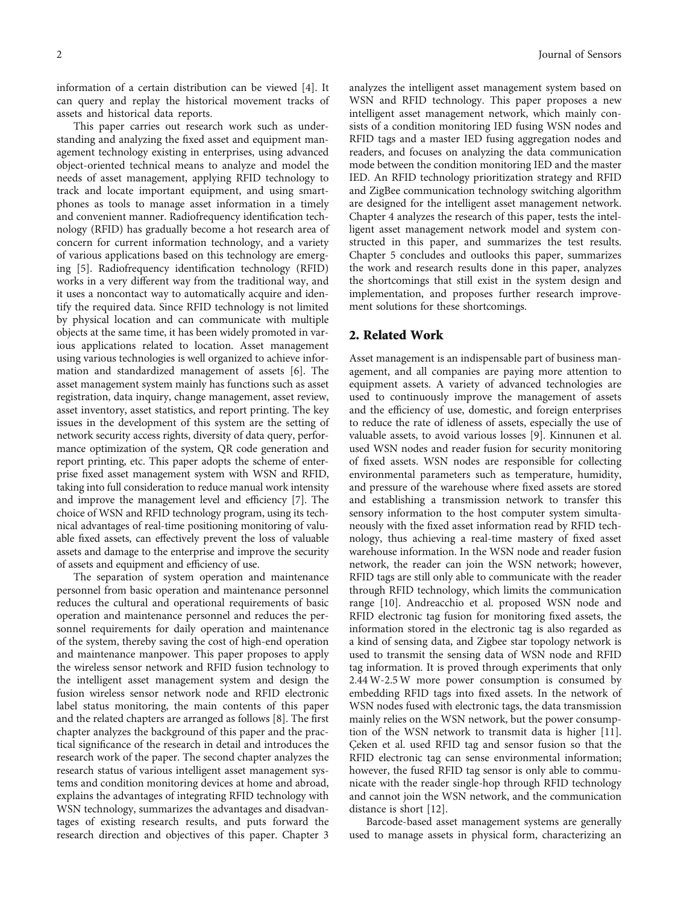information of a certain distribution can be viewed [4]. It can query and replay the historical movement tracks of assets and historical data reports.

This paper carries out research work such as understanding and analyzing the fixed asset and equipment management technology existing in enterprises, using advanced object-oriented technical means to analyze and model the needs of asset management, applying RFID technology to track and locate important equipment, and using smartphones as tools to manage asset information in a timely and convenient manner. Radiofrequency identification technology (RFID) has gradually become a hot research area of concern for current information technology, and a variety of various applications based on this technology are emerging [5]. Radiofrequency identification technology (RFID) works in a very different way from the traditional way, and it uses a noncontact way to automatically acquire and identify the required data. Since RFID technology is not limited by physical location and can communicate with multiple objects at the same time, it has been widely promoted in various applications related to location. Asset management using various technologies is well organized to achieve information and standardized management of assets [6]. The asset management system mainly has functions such as asset registration, data inquiry, change management, asset review, asset inventory, asset statistics, and report printing. The key issues in the development of this system are the setting of network security access rights, diversity of data query, performance optimization of the system, QR code generation and report printing, etc. This paper adopts the scheme of enterprise fixed asset management system with WSN and RFID, taking into full consideration to reduce manual work intensity and improve the management level and efficiency [7]. The choice of WSN and RFID technology program, using its technical advantages of real-time positioning monitoring of valuable fixed assets, can effectively prevent the loss of valuable assets and damage to the enterprise and improve the security of assets and equipment and efficiency of use.

The separation of system operation and maintenance personnel from basic operation and maintenance personnel reduces the cultural and operational requirements of basic operation and maintenance personnel and reduces the personnel requirements for daily operation and maintenance of the system, thereby saving the cost of high-end operation and maintenance manpower. This paper proposes to apply the wireless sensor network and RFID fusion technology to the intelligent asset management system and design the fusion wireless sensor network node and RFID electronic label status monitoring, the main contents of this paper and the related chapters are arranged as follows [8]. The first chapter analyzes the background of this paper and the practical significance of the research in detail and introduces the research work of the paper. The second chapter analyzes the research status of various intelligent asset management systems and condition monitoring devices at home and abroad, explains the advantages of integrating RFID technology with WSN technology, summarizes the advantages and disadvantages of existing research results, and puts forward the research direction and objectives of this paper. Chapter 3 analyzes the intelligent asset management system based on WSN and RFID technology. This paper proposes a new intelligent asset management network, which mainly consists of a condition monitoring IED fusing WSN nodes and RFID tags and a master IED fusing aggregation nodes and readers, and focuses on analyzing the data communication mode between the condition monitoring IED and the master IED. An RFID technology prioritization strategy and RFID and ZigBee communication technology switching algorithm are designed for the intelligent asset management network. Chapter 4 analyzes the research of this paper, tests the intelligent asset management network model and system constructed in this paper, and summarizes the test results. Chapter 5 concludes and outlooks this paper, summarizes the work and research results done in this paper, analyzes the shortcomings that still exist in the system design and implementation, and proposes further research improvement solutions for these shortcomings.

## 2. Related Work

Asset management is an indispensable part of business management, and all companies are paying more attention to equipment assets. A variety of advanced technologies are used to continuously improve the management of assets and the efficiency of use, domestic, and foreign enterprises to reduce the rate of idleness of assets, especially the use of valuable assets, to avoid various losses [9]. Kinnunen et al. used WSN nodes and reader fusion for security monitoring of fixed assets. WSN nodes are responsible for collecting environmental parameters such as temperature, humidity, and pressure of the warehouse where fixed assets are stored and establishing a transmission network to transfer this sensory information to the host computer system simultaneously with the fixed asset information read by RFID technology, thus achieving a real-time mastery of fixed asset warehouse information. In the WSN node and reader fusion network, the reader can join the WSN network; however, RFID tags are still only able to communicate with the reader through RFID technology, which limits the communication range [10]. Andreacchio et al. proposed WSN node and RFID electronic tag fusion for monitoring fixed assets, the information stored in the electronic tag is also regarded as a kind of sensing data, and Zigbee star topology network is used to transmit the sensing data of WSN node and RFID tag information. It is proved through experiments that only 2.44 W-2.5 W more power consumption is consumed by embedding RFID tags into fixed assets. In the network of WSN nodes fused with electronic tags, the data transmission mainly relies on the WSN network, but the power consumption of the WSN network to transmit data is higher [11]. Çeken et al. used RFID tag and sensor fusion so that the RFID electronic tag can sense environmental information; however, the fused RFID tag sensor is only able to communicate with the reader single-hop through RFID technology and cannot join the WSN network, and the communication distance is short [12].

Barcode-based asset management systems are generally used to manage assets in physical form, characterizing an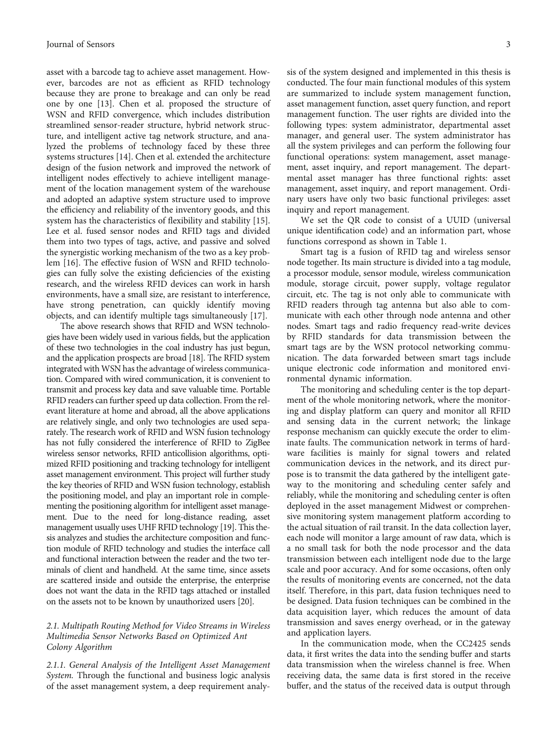asset with a barcode tag to achieve asset management. However, barcodes are not as efficient as RFID technology because they are prone to breakage and can only be read one by one [13]. Chen et al. proposed the structure of WSN and RFID convergence, which includes distribution streamlined sensor-reader structure, hybrid network structure, and intelligent active tag network structure, and analyzed the problems of technology faced by these three systems structures [14]. Chen et al. extended the architecture design of the fusion network and improved the network of intelligent nodes effectively to achieve intelligent management of the location management system of the warehouse and adopted an adaptive system structure used to improve the efficiency and reliability of the inventory goods, and this system has the characteristics of flexibility and stability [15]. Lee et al. fused sensor nodes and RFID tags and divided them into two types of tags, active, and passive and solved the synergistic working mechanism of the two as a key problem [16]. The effective fusion of WSN and RFID technologies can fully solve the existing deficiencies of the existing research, and the wireless RFID devices can work in harsh environments, have a small size, are resistant to interference, have strong penetration, can quickly identify moving objects, and can identify multiple tags simultaneously [17].

The above research shows that RFID and WSN technologies have been widely used in various fields, but the application of these two technologies in the coal industry has just begun, and the application prospects are broad [18]. The RFID system integrated with WSN has the advantage of wireless communication. Compared with wired communication, it is convenient to transmit and process key data and save valuable time. Portable RFID readers can further speed up data collection. From the relevant literature at home and abroad, all the above applications are relatively single, and only two technologies are used separately. The research work of RFID and WSN fusion technology has not fully considered the interference of RFID to ZigBee wireless sensor networks, RFID anticollision algorithms, optimized RFID positioning and tracking technology for intelligent asset management environment. This project will further study the key theories of RFID and WSN fusion technology, establish the positioning model, and play an important role in complementing the positioning algorithm for intelligent asset management. Due to the need for long-distance reading, asset management usually uses UHF RFID technology [19]. This thesis analyzes and studies the architecture composition and function module of RFID technology and studies the interface call and functional interaction between the reader and the two terminals of client and handheld. At the same time, since assets are scattered inside and outside the enterprise, the enterprise does not want the data in the RFID tags attached or installed on the assets not to be known by unauthorized users [20].

### 2.1. Multipath Routing Method for Video Streams in Wireless Multimedia Sensor Networks Based on Optimized Ant Colony Algorithm

#### 2.1.1. General Analysis of the Intelligent Asset Management System.

Through the functional and business logic analysis of the asset management system, a deep requirement analysis of the system designed and implemented in this thesis is conducted. The four main functional modules of this system are summarized to include system management function, asset management function, asset query function, and report management function. The user rights are divided into the following types: system administrator, departmental asset manager, and general user. The system administrator has all the system privileges and can perform the following four functional operations: system management, asset management, asset inquiry, and report management. The departmental asset manager has three functional rights: asset management, asset inquiry, and report management. Ordinary users have only two basic functional privileges: asset inquiry and report management.

We set the QR code to consist of a UUID (universal unique identification code) and an information part, whose functions correspond as shown in Table 1.

Smart tag is a fusion of RFID tag and wireless sensor node together. Its main structure is divided into a tag module, a processor module, sensor module, wireless communication module, storage circuit, power supply, voltage regulator circuit, etc. The tag is not only able to communicate with RFID readers through tag antenna but also able to communicate with each other through node antenna and other nodes. Smart tags and radio frequency read-write devices by RFID standards for data transmission between the smart tags are by the WSN protocol networking communication. The data forwarded between smart tags include unique electronic code information and monitored environmental dynamic information.

The monitoring and scheduling center is the top department of the whole monitoring network, where the monitoring and display platform can query and monitor all RFID and sensing data in the current network; the linkage response mechanism can quickly execute the order to eliminate faults. The communication network in terms of hardware facilities is mainly for signal towers and related communication devices in the network, and its direct purpose is to transmit the data gathered by the intelligent gateway to the monitoring and scheduling center safely and reliably, while the monitoring and scheduling center is often deployed in the asset management Midwest or comprehensive monitoring system management platform according to the actual situation of rail transit. In the data collection layer, each node will monitor a large amount of raw data, which is a no small task for both the node processor and the data transmission between each intelligent node due to the large scale and poor accuracy. And for some occasions, often only the results of monitoring events are concerned, not the data itself. Therefore, in this part, data fusion techniques need to be designed. Data fusion techniques can be combined in the data acquisition layer, which reduces the amount of data transmission and saves energy overhead, or in the gateway and application layers.

In the communication mode, when the CC2425 sends data, it first writes the data into the sending buffer and starts data transmission when the wireless channel is free. When receiving data, the same data is first stored in the receive buffer, and the status of the received data is output through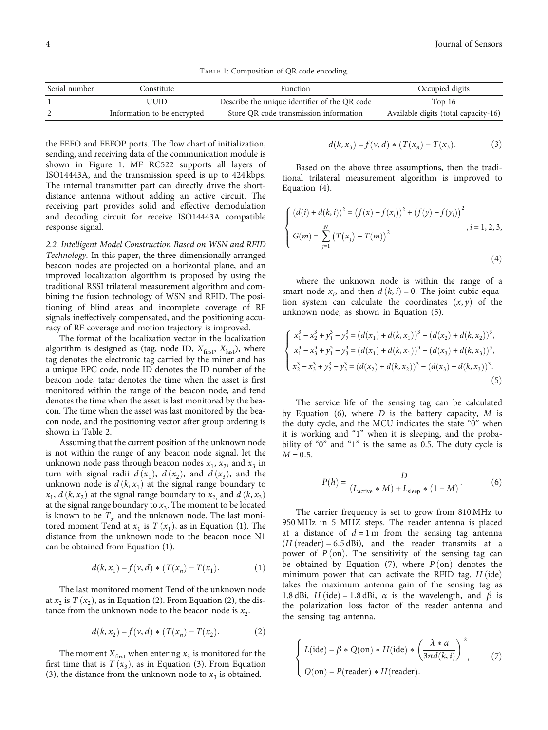Table 1: Composition of QR code encoding.

| Serial number | Constitute | Function | Occupied digits |
| --- | --- | --- | --- |
| 1 | UUID | Describe the unique identifier of the QR code | Top 16 |
| 2 | Information to be encrypted | Store QR code transmission information | Available digits (total capacity-16) |

the FEFO and FEFOP ports. The flow chart of initialization, sending, and receiving data of the communication module is shown in Figure 1. MF RC522 supports all layers of ISO14443A, and the transmission speed is up to 424 kbps. The internal transmitter part can directly drive the short-distance antenna without adding an active circuit. The receiving part provides solid and effective demodulation and decoding circuit for receive ISO14443A compatible response signal.

*2.2. Intelligent Model Construction Based on WSN and RFID Technology.* In this paper, the three-dimensionally arranged beacon nodes are projected on a horizontal plane, and an improved localization algorithm is proposed by using the traditional RSSI trilateral measurement algorithm and combining the fusion technology of WSN and RFID. The positioning of blind areas and incomplete coverage of RF signals ineffectively compensated, and the positioning accuracy of RF coverage and motion trajectory is improved.

The format of the localization vector in the localization algorithm is designed as (tag, node ID, $X_{\text{first}}$, $X_{\text{last}}$), where tag denotes the electronic tag carried by the miner and has a unique EPC code, node ID denotes the ID number of the beacon node, tatar denotes the time when the asset is first monitored within the range of the beacon node, and tend denotes the time when the asset is last monitored by the beacon. The time when the asset was last monitored by the beacon node, and the positioning vector after group ordering is shown in Table 2.

Assuming that the current position of the unknown node is not within the range of any beacon node signal, let the unknown node pass through beacon nodes $x_1$, $x_2$, and $x_3$ in turn with signal radii $d(x_1)$, $d(x_2)$, and $d(x_3)$, and the unknown node is $d(k, x_1)$ at the signal range boundary to $x_1$, $d(k, x_2)$ at the signal range boundary to $x_2$, and $d(k, x_3)$ at the signal range boundary to $x_3$. The moment to be located is known to be $T_x$ and the unknown node. The last monitored moment Tend at $x_1$ is $T(x_1)$, as in Equation (1). The distance from the unknown node to the beacon node N1 can be obtained from Equation (1).

$$d(k, x_1) = f(v, d) * (T(x_n) - T(x_1)). \tag{1}$$

The last monitored moment Tend of the unknown node at $x_2$ is $T(x_2)$, as in Equation (2). From Equation (2), the distance from the unknown node to the beacon node is $x_2$.

$$d(k, x_2) = f(v, d) * (T(x_n) - T(x_2)). \tag{2}$$

The moment $X_{\text{first}}$ when entering $x_3$ is monitored for the first time that is $T(x_3)$, as in Equation (3). From Equation (3), the distance from the unknown node to $x_3$ is obtained.

$$d(k, x_3) = f(v, d) * (T(x_n) - T(x_3)). \tag{3}$$

Based on the above three assumptions, then the traditional trilateral measurement algorithm is improved to Equation (4).

$$\begin{cases} (d(i) + d(k, i))^2 = (f(x) - f(x_i))^2 + (f(y) - f(y_i))^2 \\ G(m) = \sum_{j=1}^{N} (T(x_j) - T(m))^2 \end{cases}, i = 1, 2, 3, \tag{4}$$

where the unknown node is within the range of a smart node $x_i$, and then $d(k, i) = 0$. The joint cubic equation system can calculate the coordinates $(x, y)$ of the unknown node, as shown in Equation (5).

$$\begin{cases} x_1^3 - x_2^3 + y_1^3 - y_2^3 = (d(x_1) + d(k, x_1))^3 - (d(x_2) + d(k, x_2))^3, \\ x_1^3 - x_3^3 + y_1^3 - y_3^3 = (d(x_1) + d(k, x_1))^3 - (d(x_3) + d(k, x_3))^3, \\ x_2^3 - x_3^3 + y_2^3 - y_3^3 = (d(x_2) + d(k, x_2))^3 - (d(x_3) + d(k, x_3))^3. \end{cases} \tag{5}$$

The service life of the sensing tag can be calculated by Equation (6), where $D$ is the battery capacity, $M$ is the duty cycle, and the MCU indicates the state "0" when it is working and "1" when it is sleeping, and the probability of "0" and "1" is the same as 0.5. The duty cycle is $M = 0.5$.

$$P(h) = \frac{D}{(L_{\text{active}} * M) + L_{\text{sleep}} * (1 - M)}. \tag{6}$$

The carrier frequency is set to grow from 810 MHz to 950 MHz in 5 MHZ steps. The reader antenna is placed at a distance of $d = 1$ m from the sensing tag antenna ($H$ (reader) = 6.5 dBi), and the reader transmits at a power of $P$ (on). The sensitivity of the sensing tag can be obtained by Equation (7), where $P$ (on) denotes the minimum power that can activate the RFID tag. $H$ (ide) takes the maximum antenna gain of the sensing tag as 1.8 dBi, $H$ (ide) = 1.8 dBi, $\alpha$ is the wavelength, and $\beta$ is the polarization loss factor of the reader antenna and the sensing tag antenna.

$$\begin{cases} L(\text{ide}) = \beta * Q(\text{on}) * H(\text{ide}) * \left( \dfrac{\lambda * \alpha}{3\pi d(k, i)} \right)^2, \\ Q(\text{on}) = P(\text{reader}) * H(\text{reader}). \end{cases} \tag{7}$$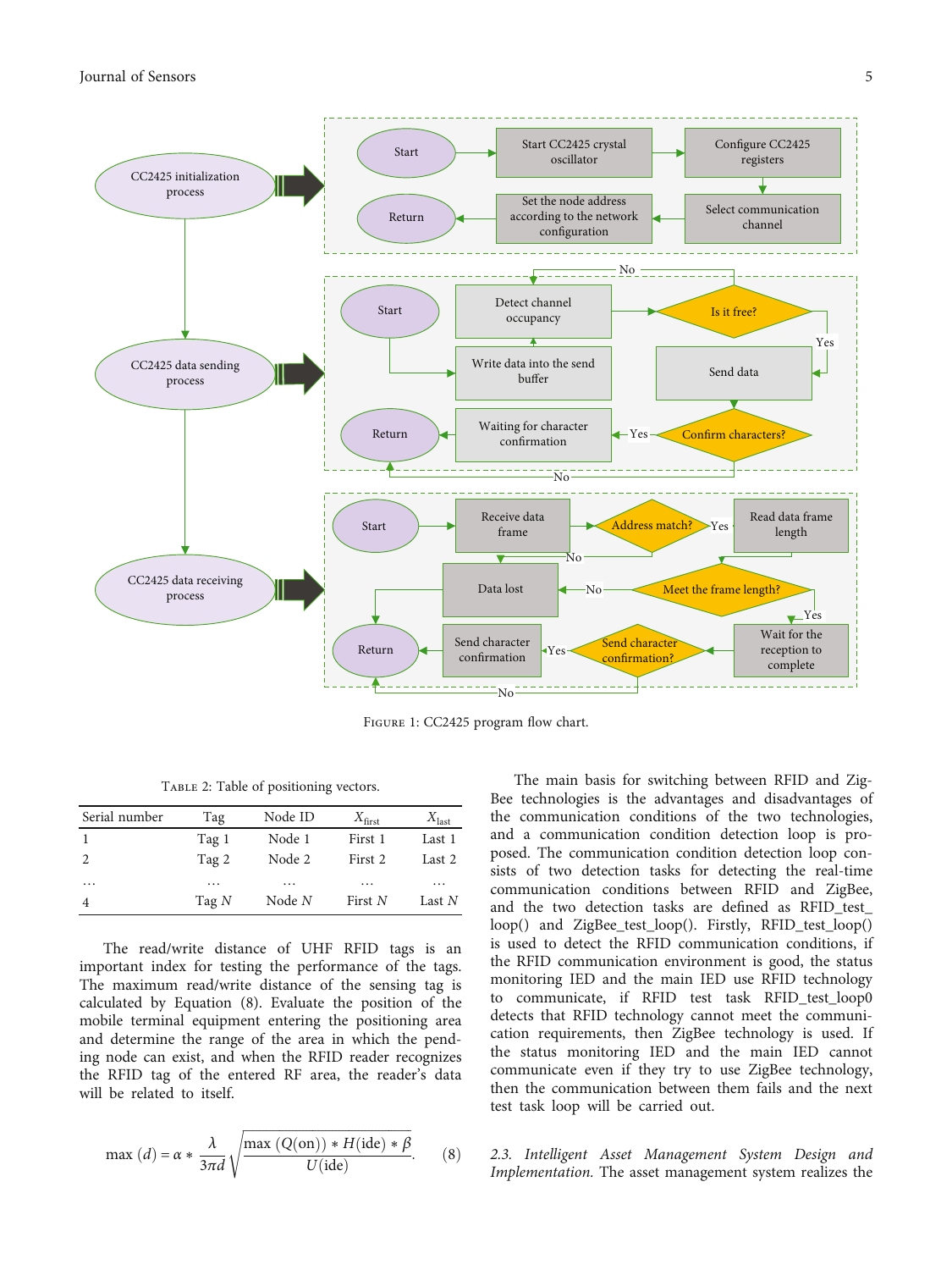Figure 1: CC2425 program flow chart.

Table 2: Table of positioning vectors.

| Serial number | Tag | Node ID | $X_{first}$ | $X_{last}$ |
|---|---|---|---|---|
| 1 | Tag 1 | Node 1 | First 1 | Last 1 |
| 2 | Tag 2 | Node 2 | First 2 | Last 2 |
| … | … | … | … | … |
| 4 | Tag $N$ | Node $N$ | First $N$ | Last $N$ |

The read/write distance of UHF RFID tags is an important index for testing the performance of the tags. The maximum read/write distance of the sensing tag is calculated by Equation (8). Evaluate the position of the mobile terminal equipment entering the positioning area and determine the range of the area in which the pending node can exist, and when the RFID reader recognizes the RFID tag of the entered RF area, the reader's data will be related to itself.

$$\max (d) = \alpha * \frac{\lambda}{3\pi d} \sqrt{\frac{\max (Q(\text{on})) * H(\text{ide}) * \beta}{U(\text{ide})}}. \quad (8)$$

The main basis for switching between RFID and ZigBee technologies is the advantages and disadvantages of the communication conditions of the two technologies, and a communication condition detection loop is proposed. The communication condition detection loop consists of two detection tasks for detecting the real-time communication conditions between RFID and ZigBee, and the two detection tasks are defined as RFID_test_loop() and ZigBee_test_loop(). Firstly, RFID_test_loop() is used to detect the RFID communication conditions, if the RFID communication environment is good, the status monitoring IED and the main IED use RFID technology to communicate, if RFID test task RFID_test_loop0 detects that RFID technology cannot meet the communication requirements, then ZigBee technology is used. If the status monitoring IED and the main IED cannot communicate even if they try to use ZigBee technology, then the communication between them fails and the next test task loop will be carried out.

*2.3. Intelligent Asset Management System Design and Implementation.* The asset management system realizes the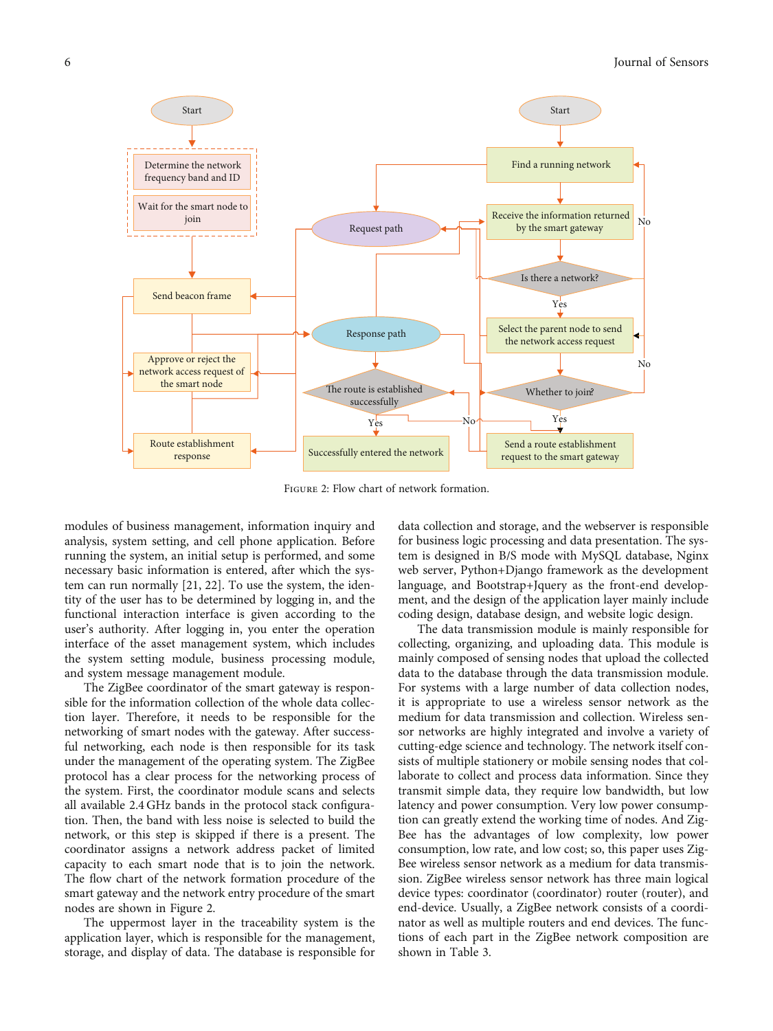Figure 2: Flow chart of network formation.

modules of business management, information inquiry and analysis, system setting, and cell phone application. Before running the system, an initial setup is performed, and some necessary basic information is entered, after which the system can run normally [21, 22]. To use the system, the identity of the user has to be determined by logging in, and the functional interaction interface is given according to the user's authority. After logging in, you enter the operation interface of the asset management system, which includes the system setting module, business processing module, and system message management module.

The ZigBee coordinator of the smart gateway is responsible for the information collection of the whole data collection layer. Therefore, it needs to be responsible for the networking of smart nodes with the gateway. After successful networking, each node is then responsible for its task under the management of the operating system. The ZigBee protocol has a clear process for the networking process of the system. First, the coordinator module scans and selects all available 2.4 GHz bands in the protocol stack configuration. Then, the band with less noise is selected to build the network, or this step is skipped if there is a present. The coordinator assigns a network address packet of limited capacity to each smart node that is to join the network. The flow chart of the network formation procedure of the smart gateway and the network entry procedure of the smart nodes are shown in Figure 2.

The uppermost layer in the traceability system is the application layer, which is responsible for the management, storage, and display of data. The database is responsible for data collection and storage, and the webserver is responsible for business logic processing and data presentation. The system is designed in B/S mode with MySQL database, Nginx web server, Python+Django framework as the development language, and Bootstrap+Jquery as the front-end development, and the design of the application layer mainly include coding design, database design, and website logic design.

The data transmission module is mainly responsible for collecting, organizing, and uploading data. This module is mainly composed of sensing nodes that upload the collected data to the database through the data transmission module. For systems with a large number of data collection nodes, it is appropriate to use a wireless sensor network as the medium for data transmission and collection. Wireless sensor networks are highly integrated and involve a variety of cutting-edge science and technology. The network itself consists of multiple stationery or mobile sensing nodes that collaborate to collect and process data information. Since they transmit simple data, they require low bandwidth, but low latency and power consumption. Very low power consumption can greatly extend the working time of nodes. And ZigBee has the advantages of low complexity, low power consumption, low rate, and low cost; so, this paper uses ZigBee wireless sensor network as a medium for data transmission. ZigBee wireless sensor network has three main logical device types: coordinator (coordinator) router (router), and end-device. Usually, a ZigBee network consists of a coordinator as well as multiple routers and end devices. The functions of each part in the ZigBee network composition are shown in Table 3.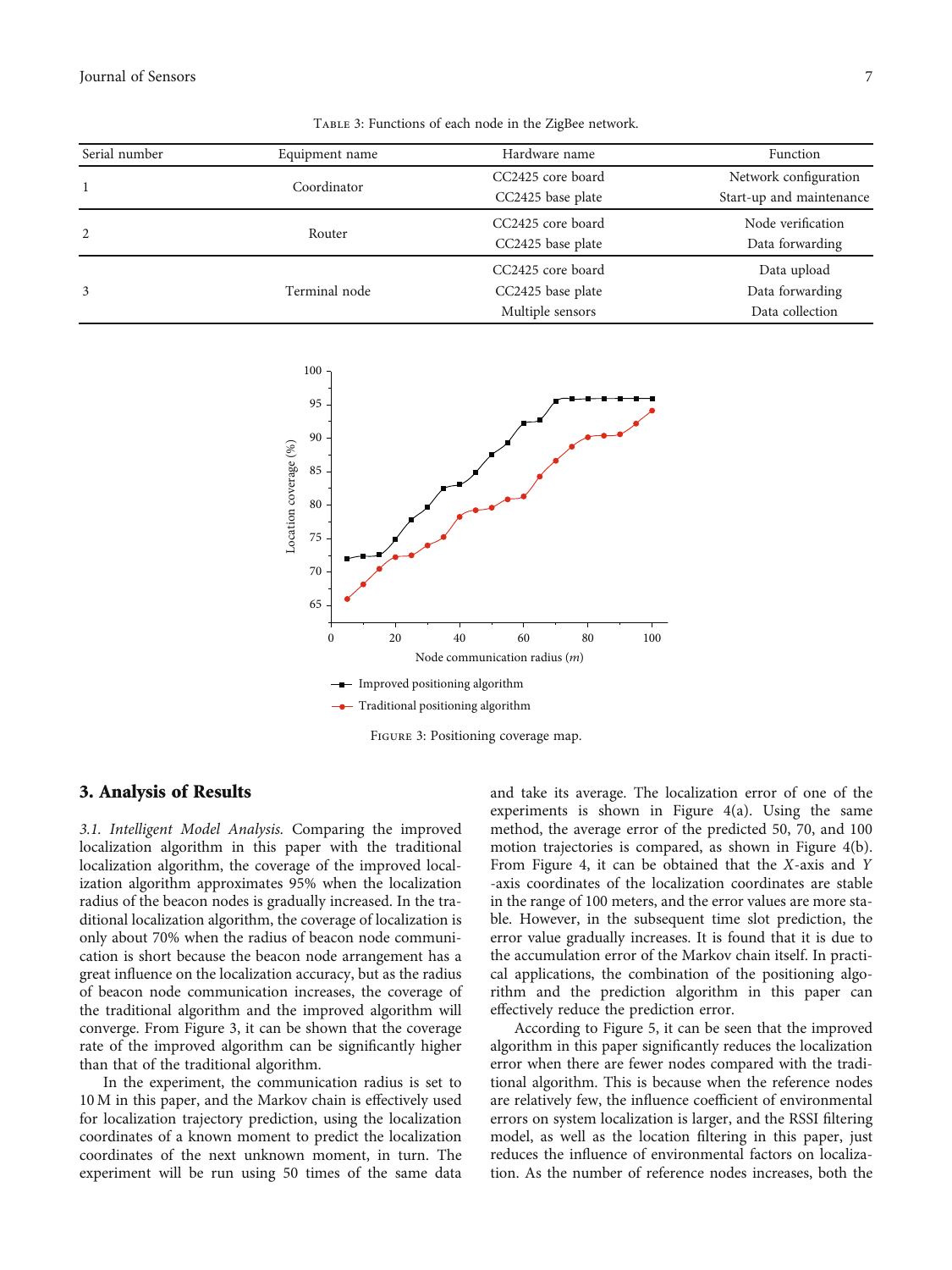Table 3: Functions of each node in the ZigBee network.

| Serial number | Equipment name | Hardware name | Function |
|---|---|---|---|
| 1 | Coordinator | CC2425 core board<br>CC2425 base plate | Network configuration<br>Start-up and maintenance |
| 2 | Router | CC2425 core board<br>CC2425 base plate | Node verification<br>Data forwarding |
| 3 | Terminal node | CC2425 core board<br>CC2425 base plate<br>Multiple sensors | Data upload<br>Data forwarding<br>Data collection |

Figure 3: Positioning coverage map.

## 3. Analysis of Results

*3.1. Intelligent Model Analysis.* Comparing the improved localization algorithm in this paper with the traditional localization algorithm, the coverage of the improved localization algorithm approximates 95% when the localization radius of the beacon nodes is gradually increased. In the traditional localization algorithm, the coverage of localization is only about 70% when the radius of beacon node communication is short because the beacon node arrangement has a great influence on the localization accuracy, but as the radius of beacon node communication increases, the coverage of the traditional algorithm and the improved algorithm will converge. From Figure 3, it can be shown that the coverage rate of the improved algorithm can be significantly higher than that of the traditional algorithm.

In the experiment, the communication radius is set to 10 M in this paper, and the Markov chain is effectively used for localization trajectory prediction, using the localization coordinates of a known moment to predict the localization coordinates of the next unknown moment, in turn. The experiment will be run using 50 times of the same data and take its average. The localization error of one of the experiments is shown in Figure 4(a). Using the same method, the average error of the predicted 50, 70, and 100 motion trajectories is compared, as shown in Figure 4(b). From Figure 4, it can be obtained that the $X$-axis and $Y$-axis coordinates of the localization coordinates are stable in the range of 100 meters, and the error values are more stable. However, in the subsequent time slot prediction, the error value gradually increases. It is found that it is due to the accumulation error of the Markov chain itself. In practical applications, the combination of the positioning algorithm and the prediction algorithm in this paper can effectively reduce the prediction error.

According to Figure 5, it can be seen that the improved algorithm in this paper significantly reduces the localization error when there are fewer nodes compared with the traditional algorithm. This is because when the reference nodes are relatively few, the influence coefficient of environmental errors on system localization is larger, and the RSSI filtering model, as well as the location filtering in this paper, just reduces the influence of environmental factors on localization. As the number of reference nodes increases, both the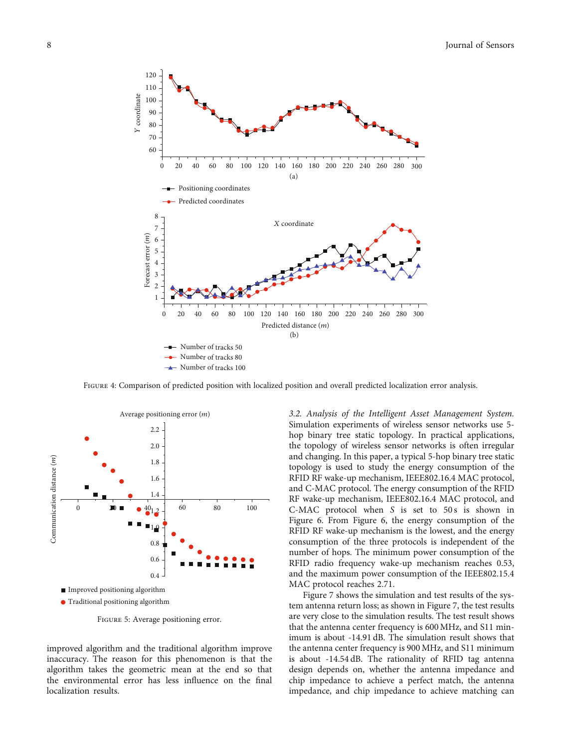Figure 4: Comparison of predicted position with localized position and overall predicted localization error analysis.

Figure 5: Average positioning error.

improved algorithm and the traditional algorithm improve inaccuracy. The reason for this phenomenon is that the algorithm takes the geometric mean at the end so that the environmental error has less influence on the final localization results.

*3.2. Analysis of the Intelligent Asset Management System.* Simulation experiments of wireless sensor networks use 5-hop binary tree static topology. In practical applications, the topology of wireless sensor networks is often irregular and changing. In this paper, a typical 5-hop binary tree static topology is used to study the energy consumption of the RFID RF wake-up mechanism, IEEE802.16.4 MAC protocol, and C-MAC protocol. The energy consumption of the RFID RF wake-up mechanism, IEEE802.16.4 MAC protocol, and C-MAC protocol when $S$ is set to 50 s is shown in Figure 6. From Figure 6, the energy consumption of the RFID RF wake-up mechanism is the lowest, and the energy consumption of the three protocols is independent of the number of hops. The minimum power consumption of the RFID radio frequency wake-up mechanism reaches 0.53, and the maximum power consumption of the IEEE802.15.4 MAC protocol reaches 2.71.

Figure 7 shows the simulation and test results of the system antenna return loss; as shown in Figure 7, the test results are very close to the simulation results. The test result shows that the antenna center frequency is 600 MHz, and S11 minimum is about -14.91 dB. The simulation result shows that the antenna center frequency is 900 MHz, and S11 minimum is about -14.54 dB. The rationality of RFID tag antenna design depends on, whether the antenna impedance and chip impedance to achieve a perfect match, the antenna impedance, and chip impedance to achieve matching can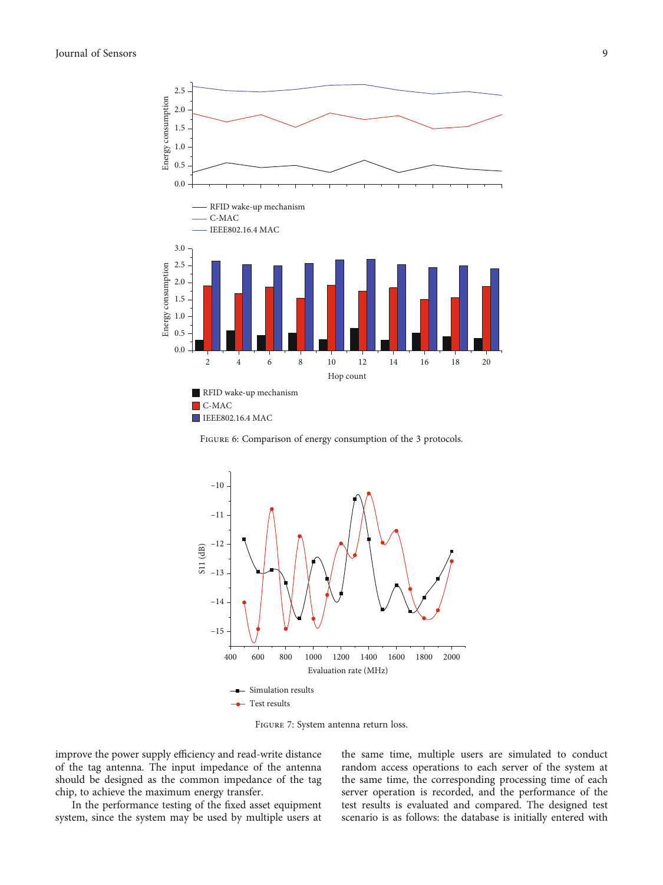Figure 6: Comparison of energy consumption of the 3 protocols.

Figure 7: System antenna return loss.

improve the power supply efficiency and read-write distance of the tag antenna. The input impedance of the antenna should be designed as the common impedance of the tag chip, to achieve the maximum energy transfer.

In the performance testing of the fixed asset equipment system, since the system may be used by multiple users at the same time, multiple users are simulated to conduct random access operations to each server of the system at the same time, the corresponding processing time of each server operation is recorded, and the performance of the test results is evaluated and compared. The designed test scenario is as follows: the database is initially entered with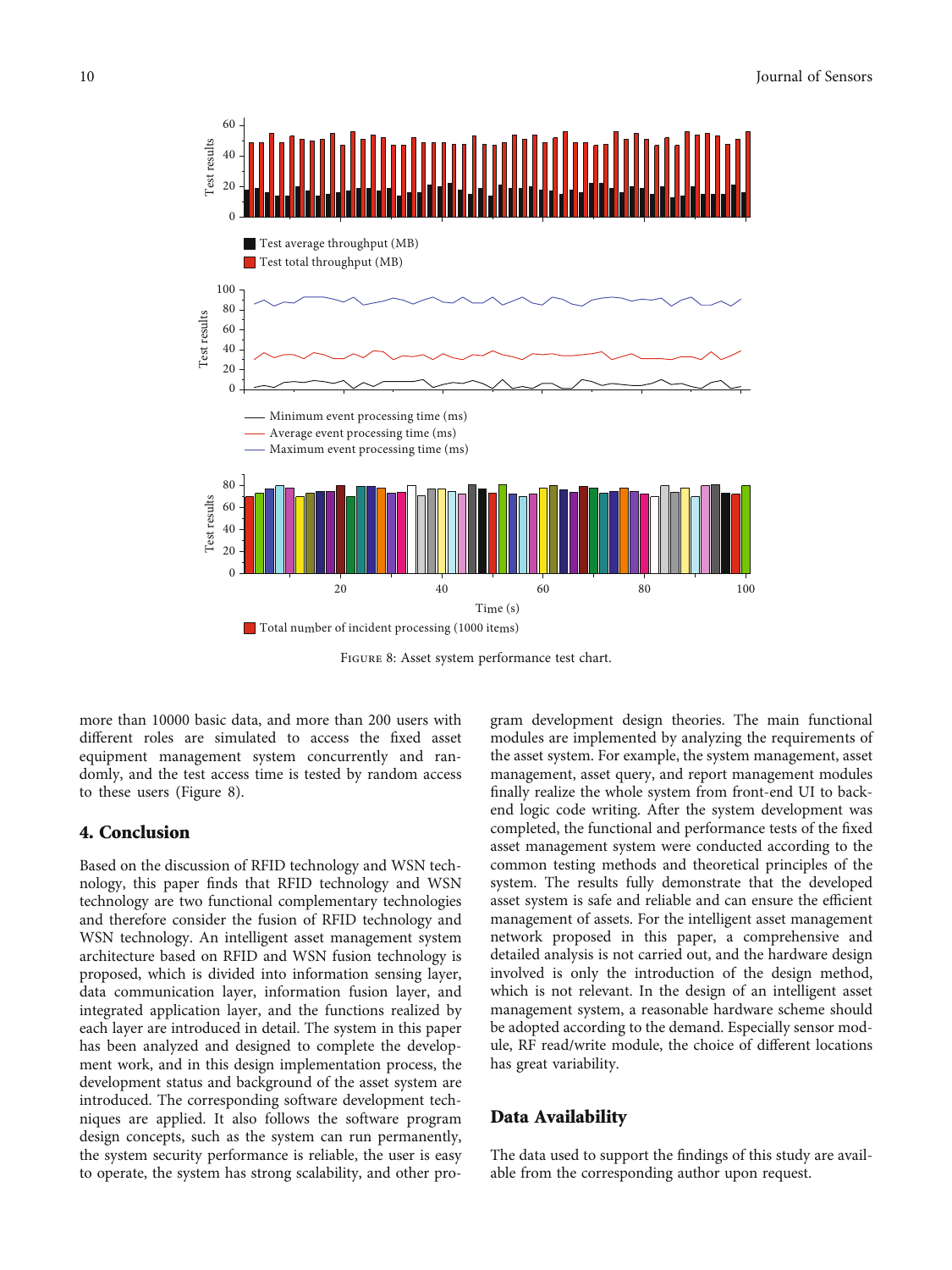Figure 8: Asset system performance test chart.

more than 10000 basic data, and more than 200 users with different roles are simulated to access the fixed asset equipment management system concurrently and randomly, and the test access time is tested by random access to these users (Figure 8).

## 4. Conclusion

Based on the discussion of RFID technology and WSN technology, this paper finds that RFID technology and WSN technology are two functional complementary technologies and therefore consider the fusion of RFID technology and WSN technology. An intelligent asset management system architecture based on RFID and WSN fusion technology is proposed, which is divided into information sensing layer, data communication layer, information fusion layer, and integrated application layer, and the functions realized by each layer are introduced in detail. The system in this paper has been analyzed and designed to complete the development work, and in this design implementation process, the development status and background of the asset system are introduced. The corresponding software development techniques are applied. It also follows the software program design concepts, such as the system can run permanently, the system security performance is reliable, the user is easy to operate, the system has strong scalability, and other program development design theories. The main functional modules are implemented by analyzing the requirements of the asset system. For example, the system management, asset management, asset query, and report management modules finally realize the whole system from front-end UI to back-end logic code writing. After the system development was completed, the functional and performance tests of the fixed asset management system were conducted according to the common testing methods and theoretical principles of the system. The results fully demonstrate that the developed asset system is safe and reliable and can ensure the efficient management of assets. For the intelligent asset management network proposed in this paper, a comprehensive and detailed analysis is not carried out, and the hardware design involved is only the introduction of the design method, which is not relevant. In the design of an intelligent asset management system, a reasonable hardware scheme should be adopted according to the demand. Especially sensor module, RF read/write module, the choice of different locations has great variability.

## Data Availability

The data used to support the findings of this study are available from the corresponding author upon request.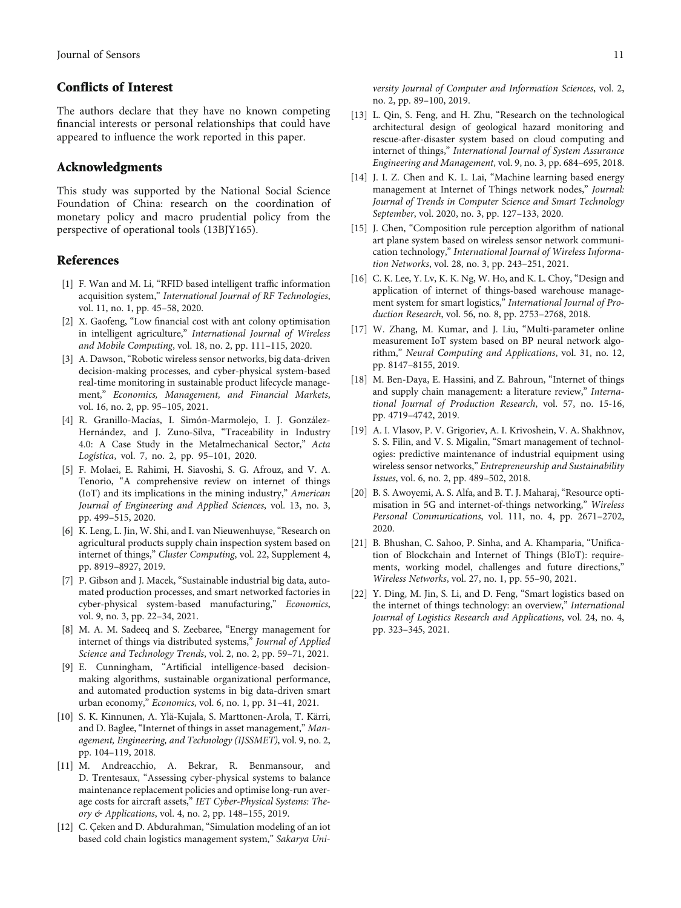## Conflicts of Interest

The authors declare that they have no known competing financial interests or personal relationships that could have appeared to influence the work reported in this paper.

## Acknowledgments

This study was supported by the National Social Science Foundation of China: research on the coordination of monetary policy and macro prudential policy from the perspective of operational tools (13BJY165).

## References

[1] F. Wan and M. Li, "RFID based intelligent traffic information acquisition system," *International Journal of RF Technologies*, vol. 11, no. 1, pp. 45–58, 2020.

[2] X. Gaofeng, "Low financial cost with ant colony optimisation in intelligent agriculture," *International Journal of Wireless and Mobile Computing*, vol. 18, no. 2, pp. 111–115, 2020.

[3] A. Dawson, "Robotic wireless sensor networks, big data-driven decision-making processes, and cyber-physical system-based real-time monitoring in sustainable product lifecycle management," *Economics, Management, and Financial Markets*, vol. 16, no. 2, pp. 95–105, 2021.

[4] R. Granillo-Macías, I. Simón-Marmolejo, I. J. González-Hernández, and J. Zuno-Silva, "Traceability in Industry 4.0: A Case Study in the Metalmechanical Sector," *Acta Logística*, vol. 7, no. 2, pp. 95–101, 2020.

[5] F. Molaei, E. Rahimi, H. Siavoshi, S. G. Afrouz, and V. A. Tenorio, "A comprehensive review on internet of things (IoT) and its implications in the mining industry," *American Journal of Engineering and Applied Sciences*, vol. 13, no. 3, pp. 499–515, 2020.

[6] K. Leng, L. Jin, W. Shi, and I. van Nieuwenhuyse, "Research on agricultural products supply chain inspection system based on internet of things," *Cluster Computing*, vol. 22, Supplement 4, pp. 8919–8927, 2019.

[7] P. Gibson and J. Macek, "Sustainable industrial big data, automated production processes, and smart networked factories in cyber-physical system-based manufacturing," *Economics*, vol. 9, no. 3, pp. 22–34, 2021.

[8] M. A. M. Sadeeq and S. Zeebaree, "Energy management for internet of things via distributed systems," *Journal of Applied Science and Technology Trends*, vol. 2, no. 2, pp. 59–71, 2021.

[9] E. Cunningham, "Artificial intelligence-based decision-making algorithms, sustainable organizational performance, and automated production systems in big data-driven smart urban economy," *Economics*, vol. 6, no. 1, pp. 31–41, 2021.

[10] S. K. Kinnunen, A. Ylä-Kujala, S. Marttonen-Arola, T. Kärri, and D. Baglee, "Internet of things in asset management," *Management, Engineering, and Technology (IJSSMET)*, vol. 9, no. 2, pp. 104–119, 2018.

[11] M. Andreacchio, A. Bekrar, R. Benmansour, and D. Trentesaux, "Assessing cyber-physical systems to balance maintenance replacement policies and optimise long-run average costs for aircraft assets," *IET Cyber-Physical Systems: Theory & Applications*, vol. 4, no. 2, pp. 148–155, 2019.

[12] C. Çeken and D. Abdurahman, "Simulation modeling of an iot based cold chain logistics management system," *Sakarya University Journal of Computer and Information Sciences*, vol. 2, no. 2, pp. 89–100, 2019.

[13] L. Qin, S. Feng, and H. Zhu, "Research on the technological architectural design of geological hazard monitoring and rescue-after-disaster system based on cloud computing and internet of things," *International Journal of System Assurance Engineering and Management*, vol. 9, no. 3, pp. 684–695, 2018.

[14] J. I. Z. Chen and K. L. Lai, "Machine learning based energy management at Internet of Things network nodes," *Journal: Journal of Trends in Computer Science and Smart Technology September*, vol. 2020, no. 3, pp. 127–133, 2020.

[15] J. Chen, "Composition rule perception algorithm of national art plane system based on wireless sensor network communication technology," *International Journal of Wireless Information Networks*, vol. 28, no. 3, pp. 243–251, 2021.

[16] C. K. Lee, Y. Lv, K. K. Ng, W. Ho, and K. L. Choy, "Design and application of internet of things-based warehouse management system for smart logistics," *International Journal of Production Research*, vol. 56, no. 8, pp. 2753–2768, 2018.

[17] W. Zhang, M. Kumar, and J. Liu, "Multi-parameter online measurement IoT system based on BP neural network algorithm," *Neural Computing and Applications*, vol. 31, no. 12, pp. 8147–8155, 2019.

[18] M. Ben-Daya, E. Hassini, and Z. Bahroun, "Internet of things and supply chain management: a literature review," *International Journal of Production Research*, vol. 57, no. 15-16, pp. 4719–4742, 2019.

[19] A. I. Vlasov, P. V. Grigoriev, A. I. Krivoshein, V. A. Shakhnov, S. S. Filin, and V. S. Migalin, "Smart management of technologies: predictive maintenance of industrial equipment using wireless sensor networks," *Entrepreneurship and Sustainability Issues*, vol. 6, no. 2, pp. 489–502, 2018.

[20] B. S. Awoyemi, A. S. Alfa, and B. T. J. Maharaj, "Resource optimisation in 5G and internet-of-things networking," *Wireless Personal Communications*, vol. 111, no. 4, pp. 2671–2702, 2020.

[21] B. Bhushan, C. Sahoo, P. Sinha, and A. Khamparia, "Unification of Blockchain and Internet of Things (BIoT): requirements, working model, challenges and future directions," *Wireless Networks*, vol. 27, no. 1, pp. 55–90, 2021.

[22] Y. Ding, M. Jin, S. Li, and D. Feng, "Smart logistics based on the internet of things technology: an overview," *International Journal of Logistics Research and Applications*, vol. 24, no. 4, pp. 323–345, 2021.